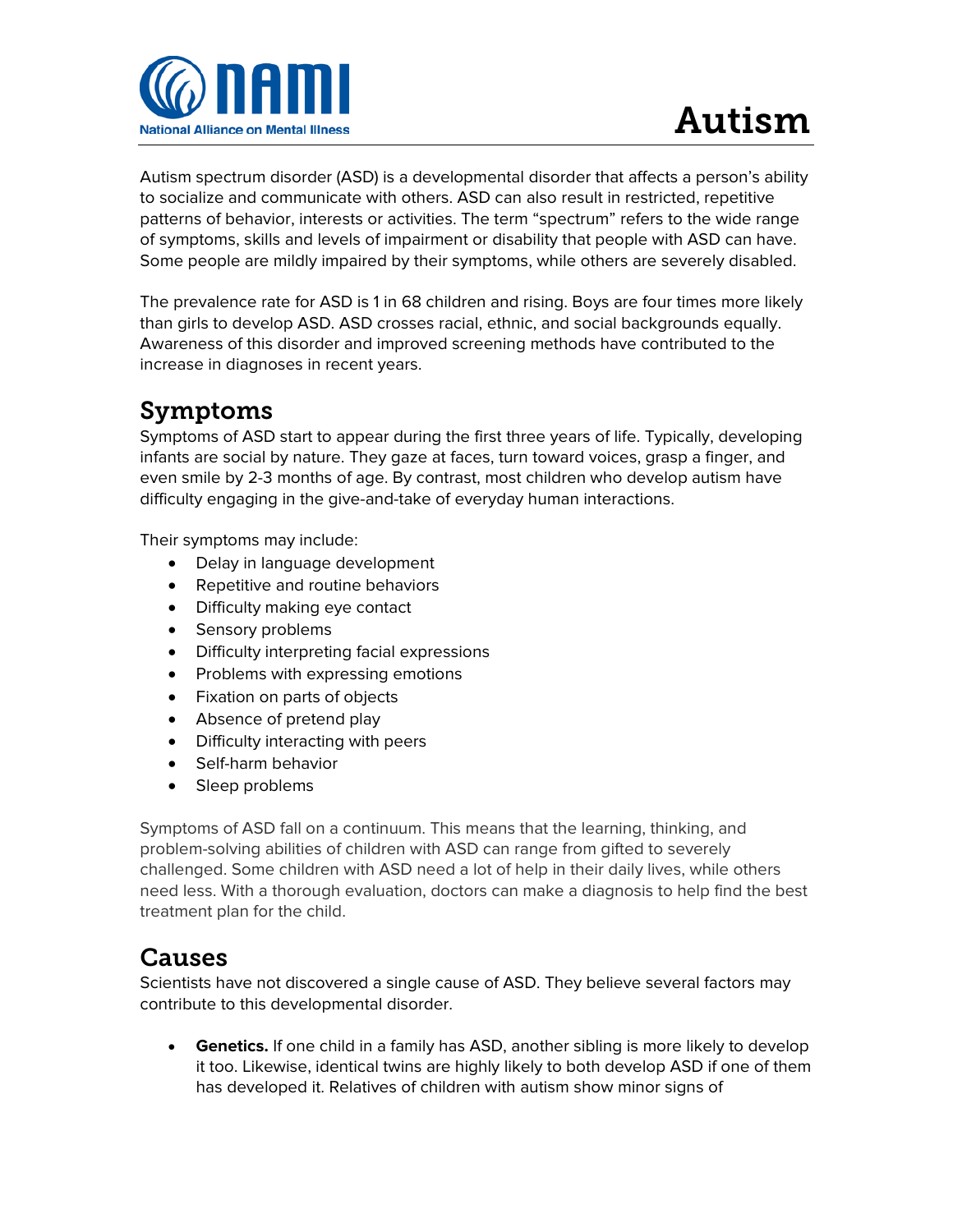# Autism

Autism spectrum disorder (ASD) is a developmental disorder that affects a person's ability to socialize and communicate with others. ASD can also result in restricted, repetitive patterns of behavior, interests or activities. The term "spectrum" refers to the wide range of symptoms, skills and levels of impairment or disability that people with ASD can have. Some people are mildly impaired by their symptoms, while others are severely disabled.

The prevalence rate for ASD is 1 in 68 children and rising. Boys are four times more likely than girls to develop ASD. ASD crosses racial, ethnic, and social backgrounds equally. Awareness of this disorder and improved screening methods have contributed to the increase in diagnoses in recent years.

## Symptoms

Symptoms of ASD start to appear during the first three years of life. Typically, developing infants are social by nature. They gaze at faces, turn toward voices, grasp a finger, and even smile by 2-3 months of age. By contrast, most children who develop autism have difficulty engaging in the give-and-take of everyday human interactions.

Their symptoms may include:

- Delay in language development
- Repetitive and routine behaviors
- Difficulty making eye contact
- Sensory problems
- Difficulty interpreting facial expressions
- Problems with expressing emotions
- Fixation on parts of objects
- Absence of pretend play
- Difficulty interacting with peers
- Self-harm behavior
- Sleep problems

Symptoms of ASD fall on a continuum. This means that the learning, thinking, and problem-solving abilities of children with ASD can range from gifted to severely challenged. Some children with ASD need a lot of help in their daily lives, while others need less. With a thorough evaluation, doctors can make a diagnosis to help find the best treatment plan for the child.

## Causes

Scientists have not discovered a single cause of ASD. They believe several factors may contribute to this developmental disorder.

- **Genetics.** If one child in a family has ASD, another sibling is more likely to develop it too. Likewise, identical twins are highly likely to both develop ASD if one of them has developed it. Relatives of children with autism show minor signs of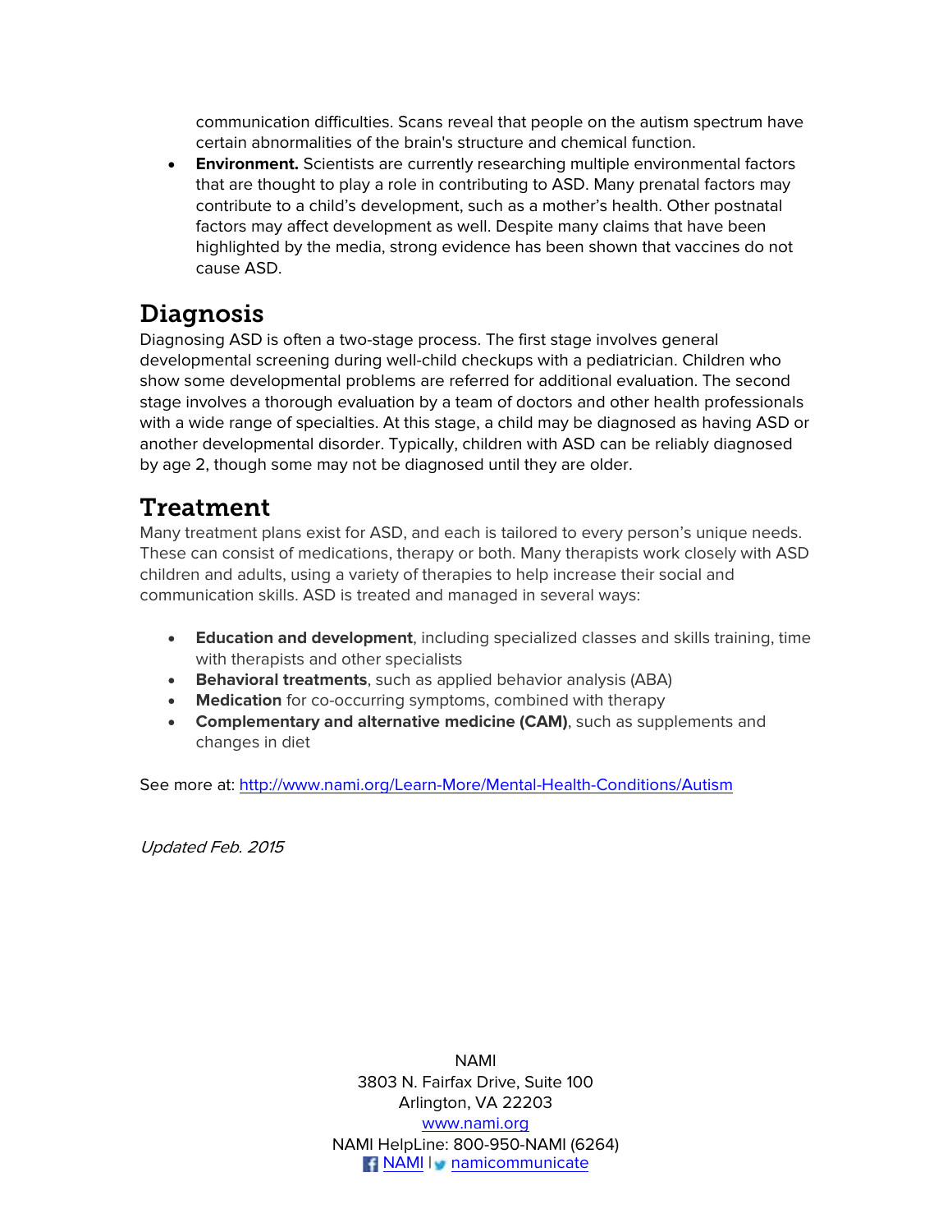communication difficulties. Scans reveal that people on the autism spectrum have certain abnormalities of the brain's structure and chemical function.

- **Environment.** Scientists are currently researching multiple environmental factors that are thought to play a role in contributing to ASD. Many prenatal factors may contribute to a child's development, such as a mother's health. Other postnatal factors may affect development as well. Despite many claims that have been highlighted by the media, strong evidence has been shown that vaccines do not cause ASD.

## Diagnosis

Diagnosing ASD is often a two-stage process. The first stage involves general developmental screening during well-child checkups with a pediatrician. Children who show some developmental problems are referred for additional evaluation. The second stage involves a thorough evaluation by a team of doctors and other health professionals with a wide range of specialties. At this stage, a child may be diagnosed as having ASD or another developmental disorder. Typically, children with ASD can be reliably diagnosed by age 2, though some may not be diagnosed until they are older.

## Treatment

Many treatment plans exist for ASD, and each is tailored to every person's unique needs. These can consist of medications, therapy or both. Many therapists work closely with ASD children and adults, using a variety of therapies to help increase their social and communication skills. ASD is treated and managed in several ways:

- **Education and development**, including specialized classes and skills training, time with therapists and other specialists
- **Behavioral treatments**, such as applied behavior analysis (ABA)
- **Medication** for co-occurring symptoms, combined with therapy
- **Complementary and alternative medicine (CAM)**, such as supplements and changes in diet

See more at: http://www.nami.org/Learn-More/Mental-Health-Conditions/Autism

*Updated Feb. 2015*

NAMI
3803 N. Fairfax Drive, Suite 100
Arlington, VA 22203
www.nami.org
NAMI HelpLine: 800-950-NAMI (6264)
NAMI | namicommunicate